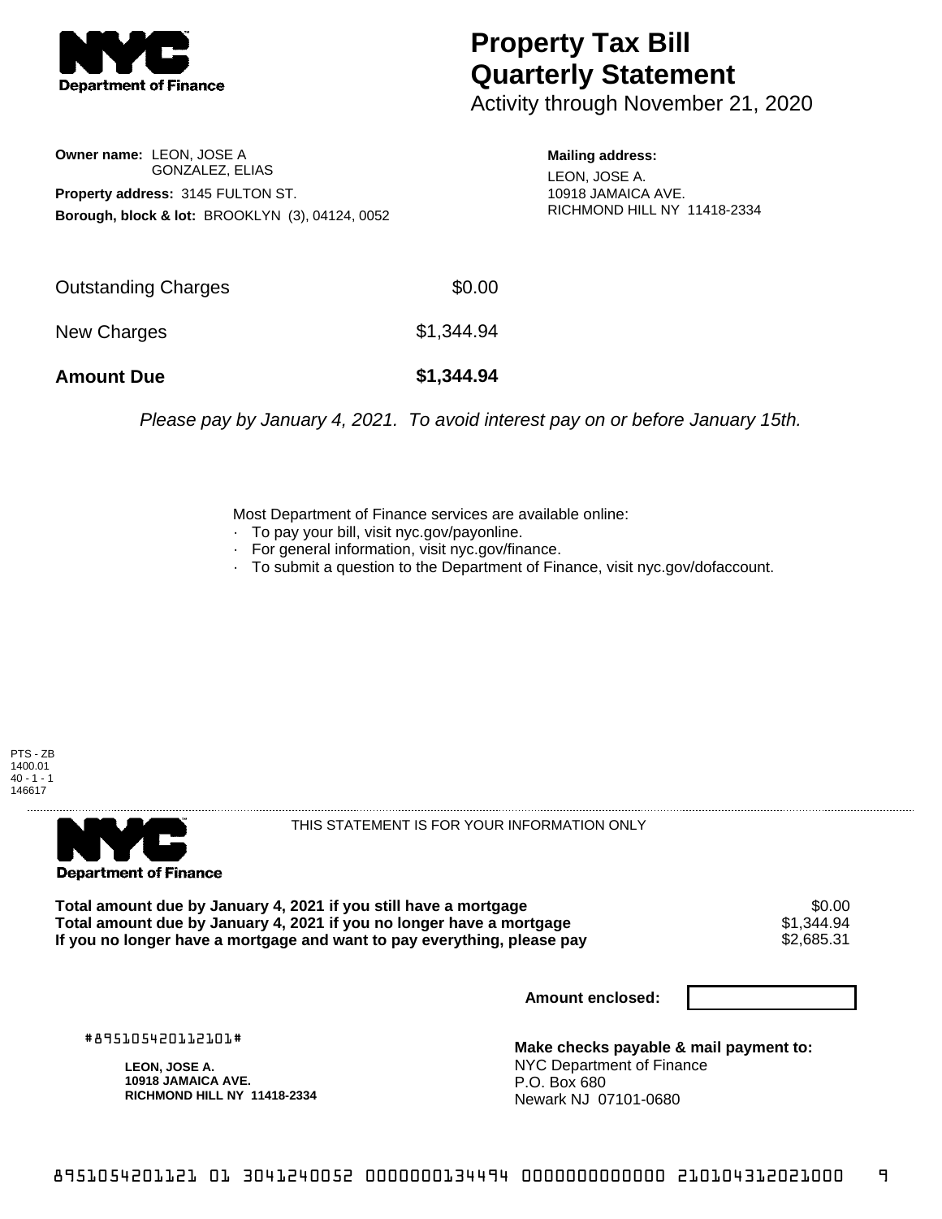# Property Tax Bill Quarterly Statement

Activity through November 21, 2020

**Owner name:** LEON, JOSE A
GONZALEZ, ELIAS

**Property address:** 3145 FULTON ST.

**Borough, block & lot:** BROOKLYN (3), 04124, 0052

**Mailing address:**
LEON, JOSE A.
10918 JAMAICA AVE.
RICHMOND HILL NY 11418-2334

| | |
|---|---|
| Outstanding Charges | $0.00 |
| New Charges | $1,344.94 |
| **Amount Due** | **$1,344.94** |

*Please pay by January 4, 2021. To avoid interest pay on or before January 15th.*

Most Department of Finance services are available online:

- To pay your bill, visit nyc.gov/payonline.
- For general information, visit nyc.gov/finance.
- To submit a question to the Department of Finance, visit nyc.gov/dofaccount.

PTS - ZB
1400.01
40 - 1 - 1
146617

THIS STATEMENT IS FOR YOUR INFORMATION ONLY

| | |
|---|---|
| **Total amount due by January 4, 2021 if you still have a mortgage** | $0.00 |
| **Total amount due by January 4, 2021 if you no longer have a mortgage** | $1,344.94 |
| **If you no longer have a mortgage and want to pay everything, please pay** | $2,685.31 |

**Amount enclosed:**

#895105420112101#

**LEON, JOSE A.**
**10918 JAMAICA AVE.**
**RICHMOND HILL NY 11418-2334**

**Make checks payable & mail payment to:**
NYC Department of Finance
P.O. Box 680
Newark NJ 07101-0680

8951054201121 01 3041240052 0000000134494 0000000000000 210104312021000 9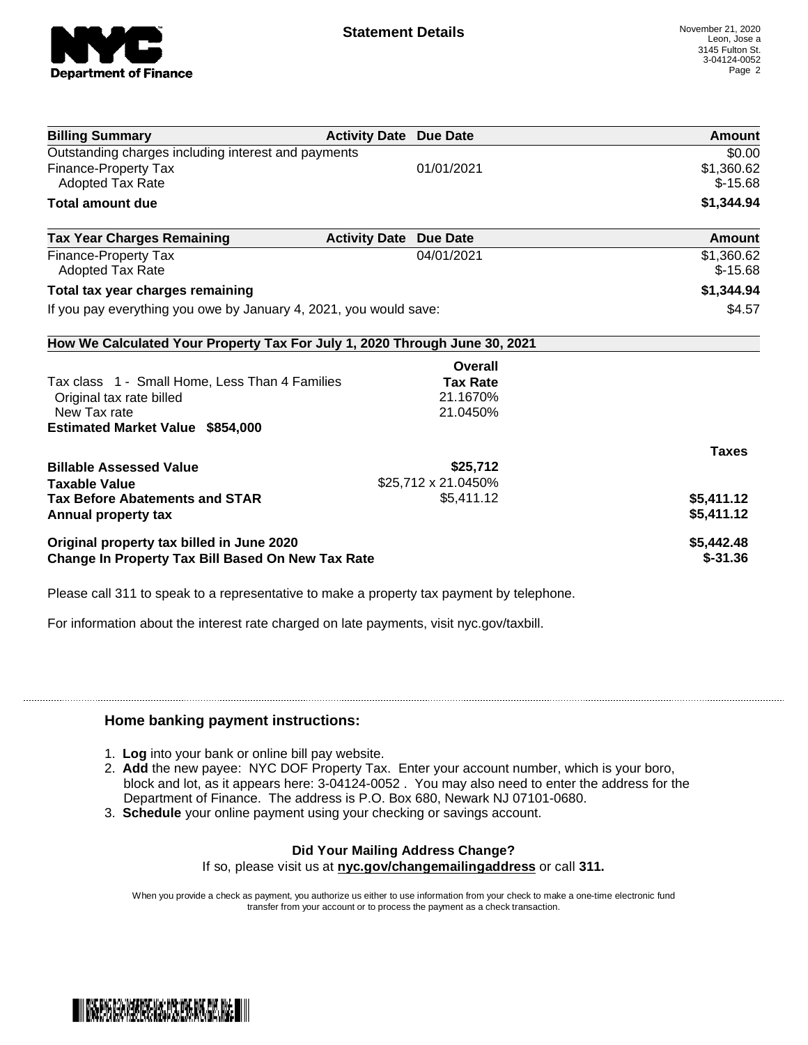# Statement Details

November 21, 2020
Leon, Jose a
3145 Fulton St.
3-04124-0052

| Billing Summary | Activity Date | Due Date | Amount |
|---|---|---|---|
| Outstanding charges including interest and payments | | | $0.00 |
| Finance-Property Tax | | 01/01/2021 | $1,360.62 |
| Adopted Tax Rate | | | $-15.68 |
| **Total amount due** | | | **$1,344.94** |

| Tax Year Charges Remaining | Activity Date | Due Date | Amount |
|---|---|---|---|
| Finance-Property Tax | | 04/01/2021 | $1,360.62 |
| Adopted Tax Rate | | | $-15.68 |
| **Total tax year charges remaining** | | | **$1,344.94** |
| If you pay everything you owe by January 4, 2021, you would save: | | | $4.57 |

**How We Calculated Your Property Tax For July 1, 2020 Through June 30, 2021**

| | Overall Tax Rate | Taxes |
|---|---|---|
| Tax class 1 - Small Home, Less Than 4 Families | | |
| Original tax rate billed | 21.1670% | |
| New Tax rate | 21.0450% | |
| **Estimated Market Value $854,000** | | |
| **Billable Assessed Value** | **$25,712** | |
| **Taxable Value** | $25,712 x 21.0450% | |
| **Tax Before Abatements and STAR** | $5,411.12 | **$5,411.12** |
| **Annual property tax** | | **$5,411.12** |
| **Original property tax billed in June 2020** | | **$5,442.48** |
| **Change In Property Tax Bill Based On New Tax Rate** | | **$-31.36** |

Please call 311 to speak to a representative to make a property tax payment by telephone.

For information about the interest rate charged on late payments, visit nyc.gov/taxbill.

## Home banking payment instructions:

1. **Log** into your bank or online bill pay website.
2. **Add** the new payee: NYC DOF Property Tax. Enter your account number, which is your boro, block and lot, as it appears here: 3-04124-0052 . You may also need to enter the address for the Department of Finance. The address is P.O. Box 680, Newark NJ 07101-0680.
3. **Schedule** your online payment using your checking or savings account.

**Did Your Mailing Address Change?**

If so, please visit us at **nyc.gov/changemailingaddress** or call **311.**

When you provide a check as payment, you authorize us either to use information from your check to make a one-time electronic fund transfer from your account or to process the payment as a check transaction.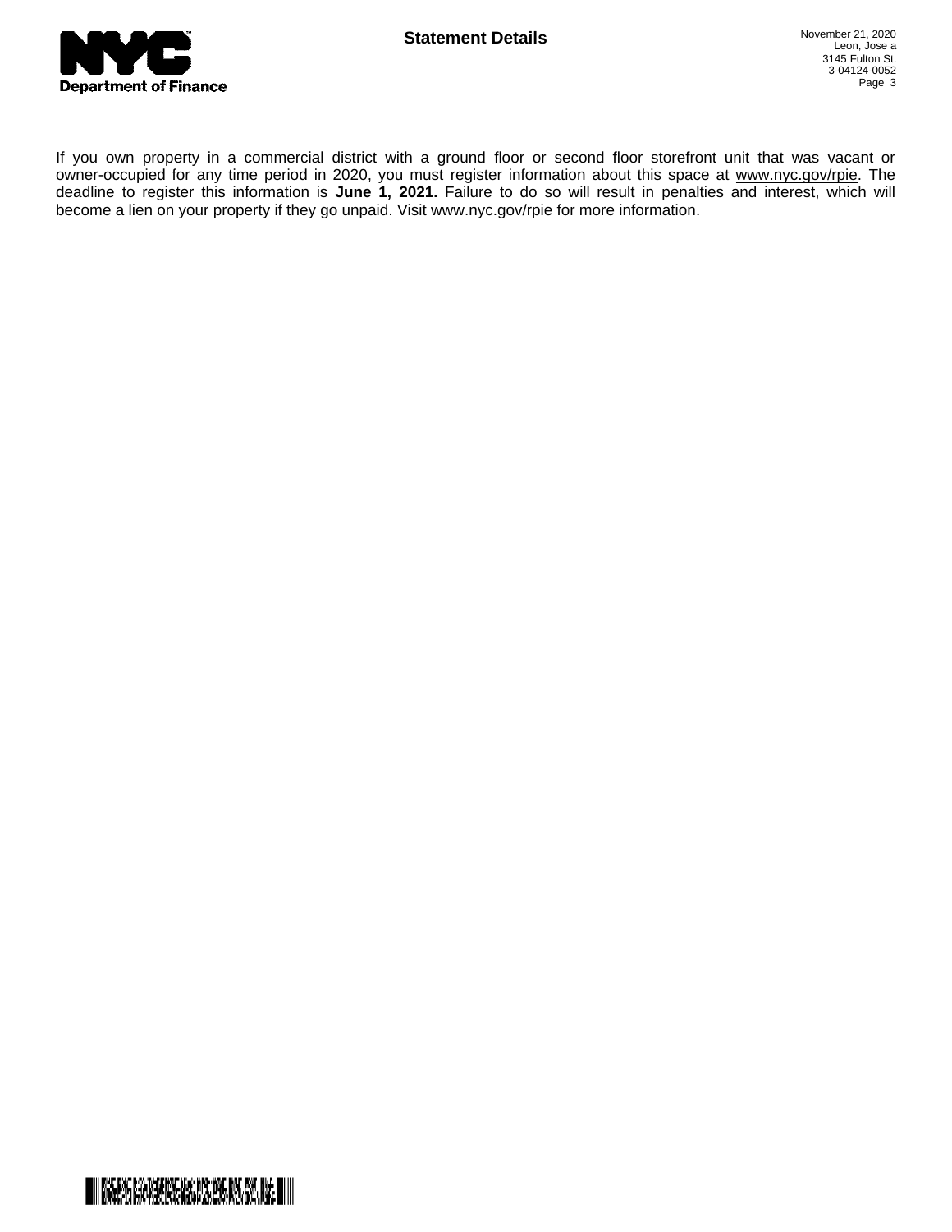If you own property in a commercial district with a ground floor or second floor storefront unit that was vacant or owner-occupied for any time period in 2020, you must register information about this space at www.nyc.gov/rpie. The deadline to register this information is **June 1, 2021.** Failure to do so will result in penalties and interest, which will become a lien on your property if they go unpaid. Visit www.nyc.gov/rpie for more information.